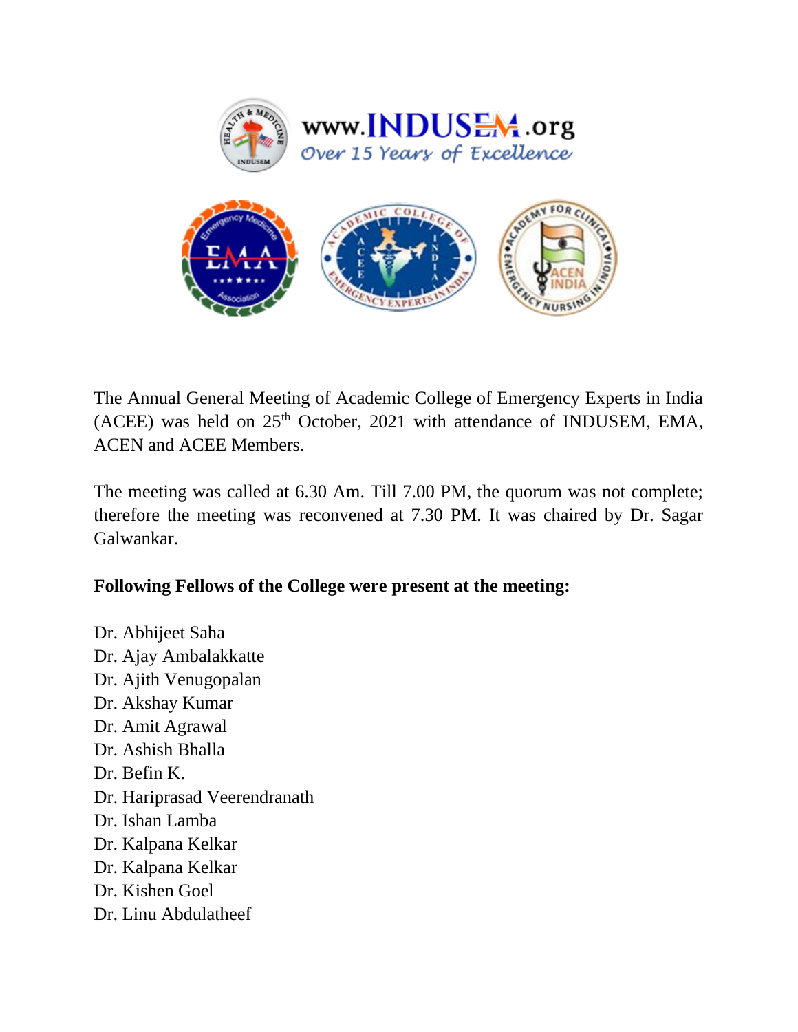www.INDUSEM.org
Over 15 Years of Excellence

The Annual General Meeting of Academic College of Emergency Experts in India (ACEE) was held on 25th October, 2021 with attendance of INDUSEM, EMA, ACEN and ACEE Members.

The meeting was called at 6.30 Am. Till 7.00 PM, the quorum was not complete; therefore the meeting was reconvened at 7.30 PM. It was chaired by Dr. Sagar Galwankar.

**Following Fellows of the College were present at the meeting:**

Dr. Abhijeet Saha
Dr. Ajay Ambalakkatte
Dr. Ajith Venugopalan
Dr. Akshay Kumar
Dr. Amit Agrawal
Dr. Ashish Bhalla
Dr. Befin K.
Dr. Hariprasad Veerendranath
Dr. Ishan Lamba
Dr. Kalpana Kelkar
Dr. Kalpana Kelkar
Dr. Kishen Goel
Dr. Linu Abdulatheef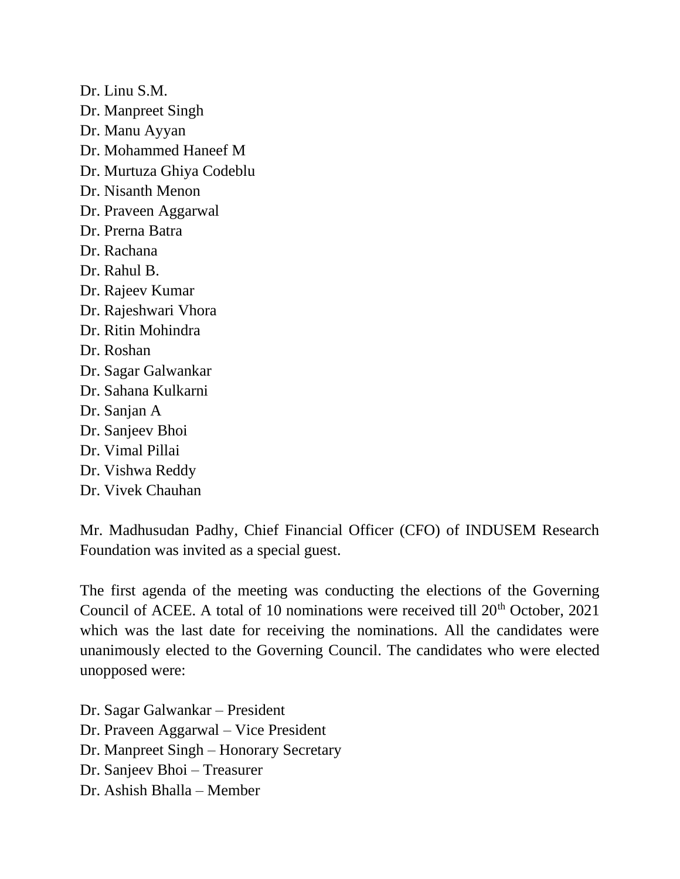Dr. Linu S.M.
Dr. Manpreet Singh
Dr. Manu Ayyan
Dr. Mohammed Haneef M
Dr. Murtuza Ghiya Codeblu
Dr. Nisanth Menon
Dr. Praveen Aggarwal
Dr. Prerna Batra
Dr. Rachana
Dr. Rahul B.
Dr. Rajeev Kumar
Dr. Rajeshwari Vhora
Dr. Ritin Mohindra
Dr. Roshan
Dr. Sagar Galwankar
Dr. Sahana Kulkarni
Dr. Sanjan A
Dr. Sanjeev Bhoi
Dr. Vimal Pillai
Dr. Vishwa Reddy
Dr. Vivek Chauhan

Mr. Madhusudan Padhy, Chief Financial Officer (CFO) of INDUSEM Research Foundation was invited as a special guest.

The first agenda of the meeting was conducting the elections of the Governing Council of ACEE. A total of 10 nominations were received till 20th October, 2021 which was the last date for receiving the nominations. All the candidates were unanimously elected to the Governing Council. The candidates who were elected unopposed were:

Dr. Sagar Galwankar – President
Dr. Praveen Aggarwal – Vice President
Dr. Manpreet Singh – Honorary Secretary
Dr. Sanjeev Bhoi – Treasurer
Dr. Ashish Bhalla – Member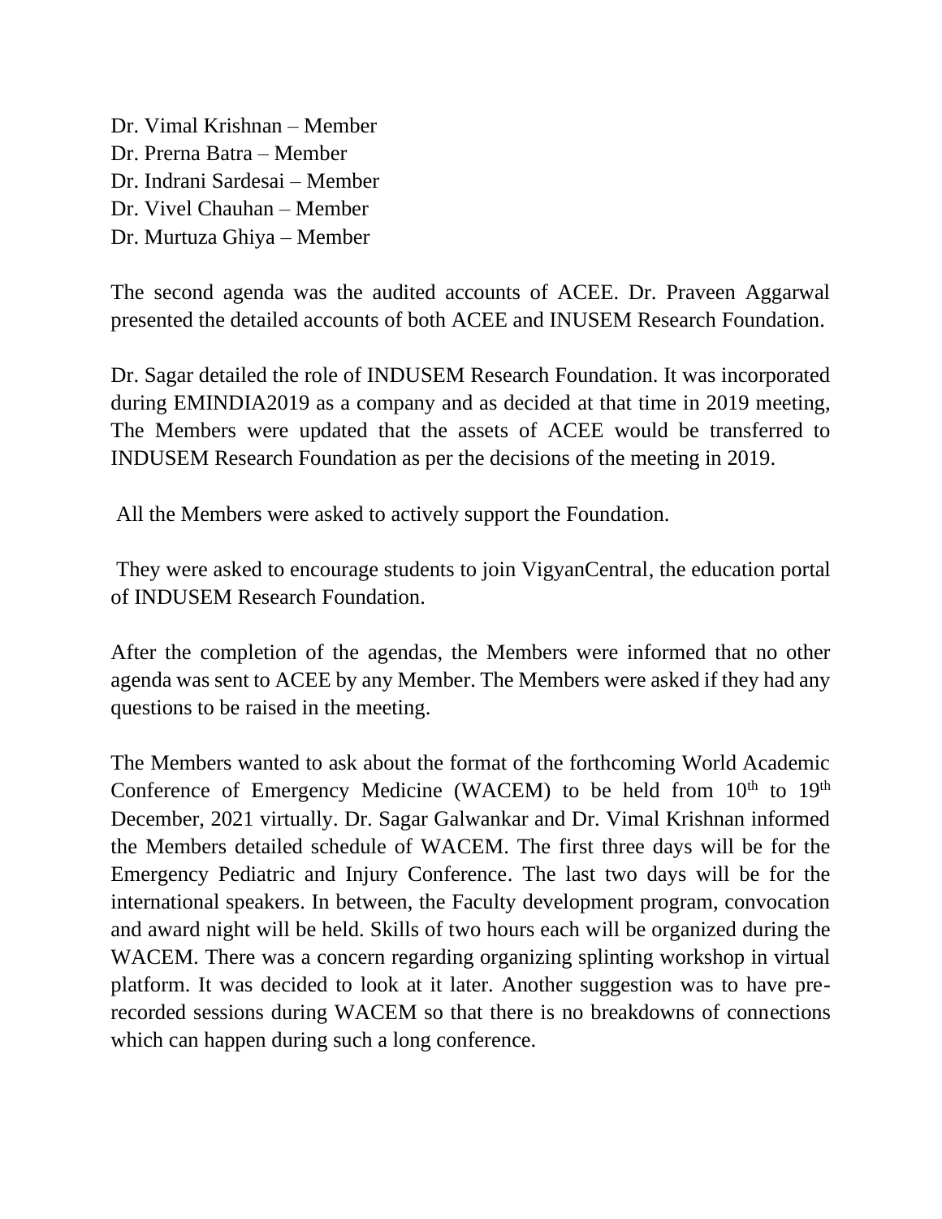Dr. Vimal Krishnan – Member
Dr. Prerna Batra – Member
Dr. Indrani Sardesai – Member
Dr. Vivel Chauhan – Member
Dr. Murtuza Ghiya – Member

The second agenda was the audited accounts of ACEE. Dr. Praveen Aggarwal presented the detailed accounts of both ACEE and INUSEM Research Foundation.

Dr. Sagar detailed the role of INDUSEM Research Foundation. It was incorporated during EMINDIA2019 as a company and as decided at that time in 2019 meeting, The Members were updated that the assets of ACEE would be transferred to INDUSEM Research Foundation as per the decisions of the meeting in 2019.

All the Members were asked to actively support the Foundation.

They were asked to encourage students to join VigyanCentral, the education portal of INDUSEM Research Foundation.

After the completion of the agendas, the Members were informed that no other agenda was sent to ACEE by any Member. The Members were asked if they had any questions to be raised in the meeting.

The Members wanted to ask about the format of the forthcoming World Academic Conference of Emergency Medicine (WACEM) to be held from 10th to 19th December, 2021 virtually. Dr. Sagar Galwankar and Dr. Vimal Krishnan informed the Members detailed schedule of WACEM. The first three days will be for the Emergency Pediatric and Injury Conference. The last two days will be for the international speakers. In between, the Faculty development program, convocation and award night will be held. Skills of two hours each will be organized during the WACEM. There was a concern regarding organizing splinting workshop in virtual platform. It was decided to look at it later. Another suggestion was to have pre-recorded sessions during WACEM so that there is no breakdowns of connections which can happen during such a long conference.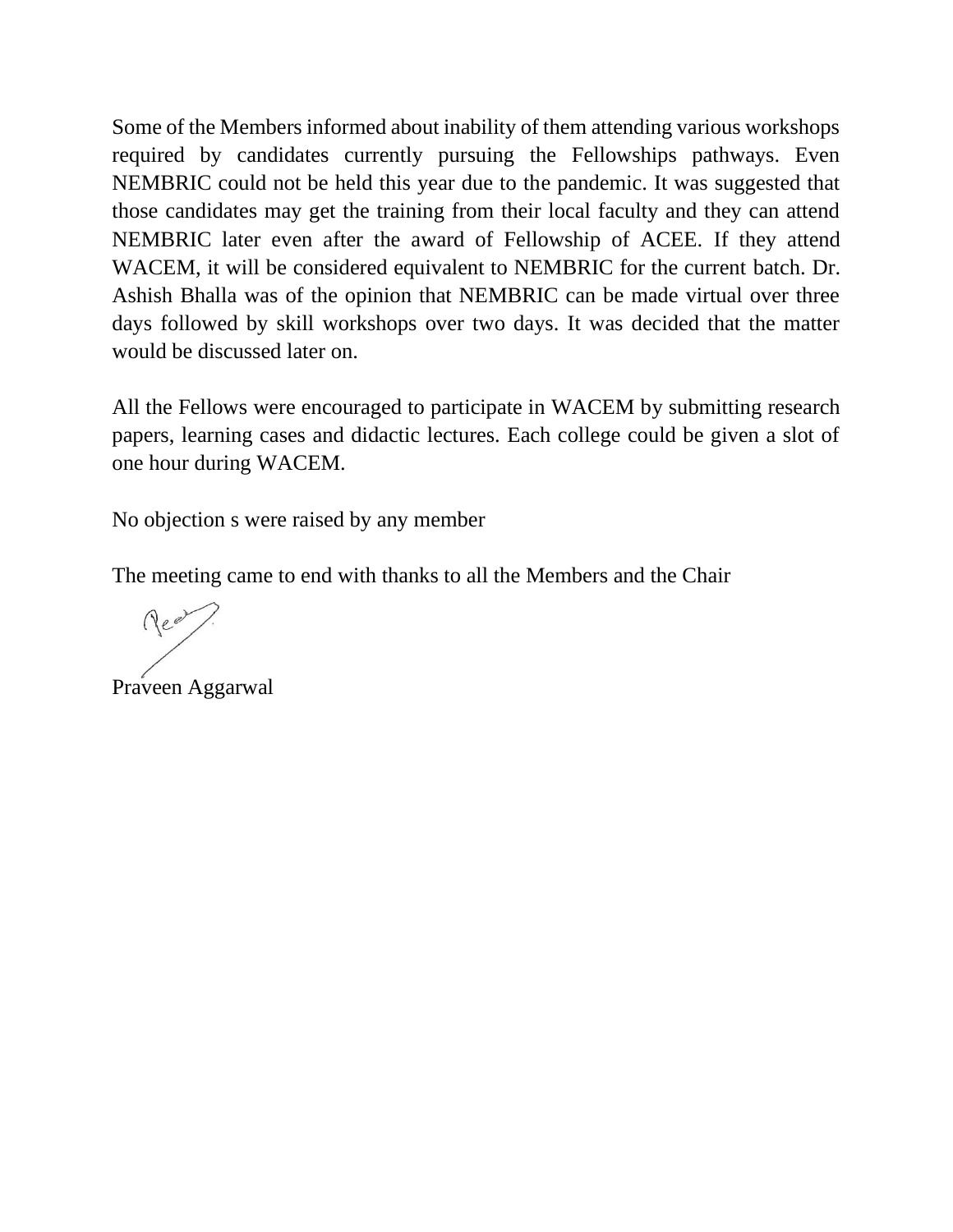Some of the Members informed about inability of them attending various workshops required by candidates currently pursuing the Fellowships pathways. Even NEMBRIC could not be held this year due to the pandemic. It was suggested that those candidates may get the training from their local faculty and they can attend NEMBRIC later even after the award of Fellowship of ACEE. If they attend WACEM, it will be considered equivalent to NEMBRIC for the current batch. Dr. Ashish Bhalla was of the opinion that NEMBRIC can be made virtual over three days followed by skill workshops over two days. It was decided that the matter would be discussed later on.

All the Fellows were encouraged to participate in WACEM by submitting research papers, learning cases and didactic lectures. Each college could be given a slot of one hour during WACEM.

No objection s were raised by any member

The meeting came to end with thanks to all the Members and the Chair

Praveen Aggarwal